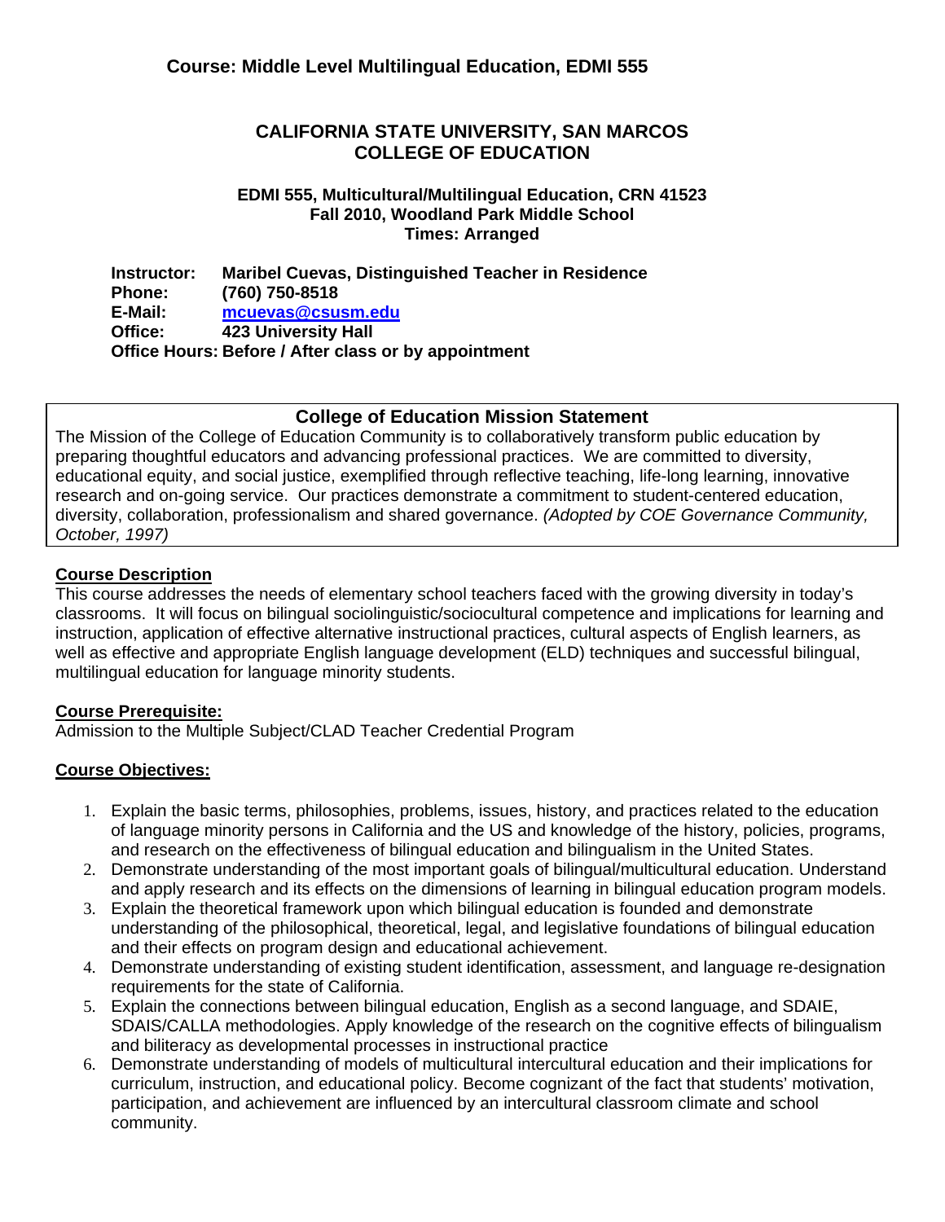## Course: Middle Level Multilingual Education, EDMI 555

# CALIFORNIA STATE UNIVERSITY, SAN MARCOS
# COLLEGE OF EDUCATION

**EDMI 555, Multicultural/Multilingual Education, CRN 41523**
**Fall 2010, Woodland Park Middle School**
**Times: Arranged**

**Instructor:** **Maribel Cuevas, Distinguished Teacher in Residence**
**Phone:** **(760) 750-8518**
**E-Mail:** **mcuevas@csusm.edu**
**Office:** **423 University Hall**
**Office Hours: Before / After class or by appointment**

### College of Education Mission Statement

The Mission of the College of Education Community is to collaboratively transform public education by preparing thoughtful educators and advancing professional practices. We are committed to diversity, educational equity, and social justice, exemplified through reflective teaching, life-long learning, innovative research and on-going service. Our practices demonstrate a commitment to student-centered education, diversity, collaboration, professionalism and shared governance. *(Adopted by COE Governance Community, October, 1997)*

**Course Description**

This course addresses the needs of elementary school teachers faced with the growing diversity in today's classrooms. It will focus on bilingual sociolinguistic/sociocultural competence and implications for learning and instruction, application of effective alternative instructional practices, cultural aspects of English learners, as well as effective and appropriate English language development (ELD) techniques and successful bilingual, multilingual education for language minority students.

**Course Prerequisite:**

Admission to the Multiple Subject/CLAD Teacher Credential Program

**Course Objectives:**

1. Explain the basic terms, philosophies, problems, issues, history, and practices related to the education of language minority persons in California and the US and knowledge of the history, policies, programs, and research on the effectiveness of bilingual education and bilingualism in the United States.
2. Demonstrate understanding of the most important goals of bilingual/multicultural education. Understand and apply research and its effects on the dimensions of learning in bilingual education program models.
3. Explain the theoretical framework upon which bilingual education is founded and demonstrate understanding of the philosophical, theoretical, legal, and legislative foundations of bilingual education and their effects on program design and educational achievement.
4. Demonstrate understanding of existing student identification, assessment, and language re-designation requirements for the state of California.
5. Explain the connections between bilingual education, English as a second language, and SDAIE, SDAIS/CALLA methodologies. Apply knowledge of the research on the cognitive effects of bilingualism and biliteracy as developmental processes in instructional practice
6. Demonstrate understanding of models of multicultural intercultural education and their implications for curriculum, instruction, and educational policy. Become cognizant of the fact that students' motivation, participation, and achievement are influenced by an intercultural classroom climate and school community.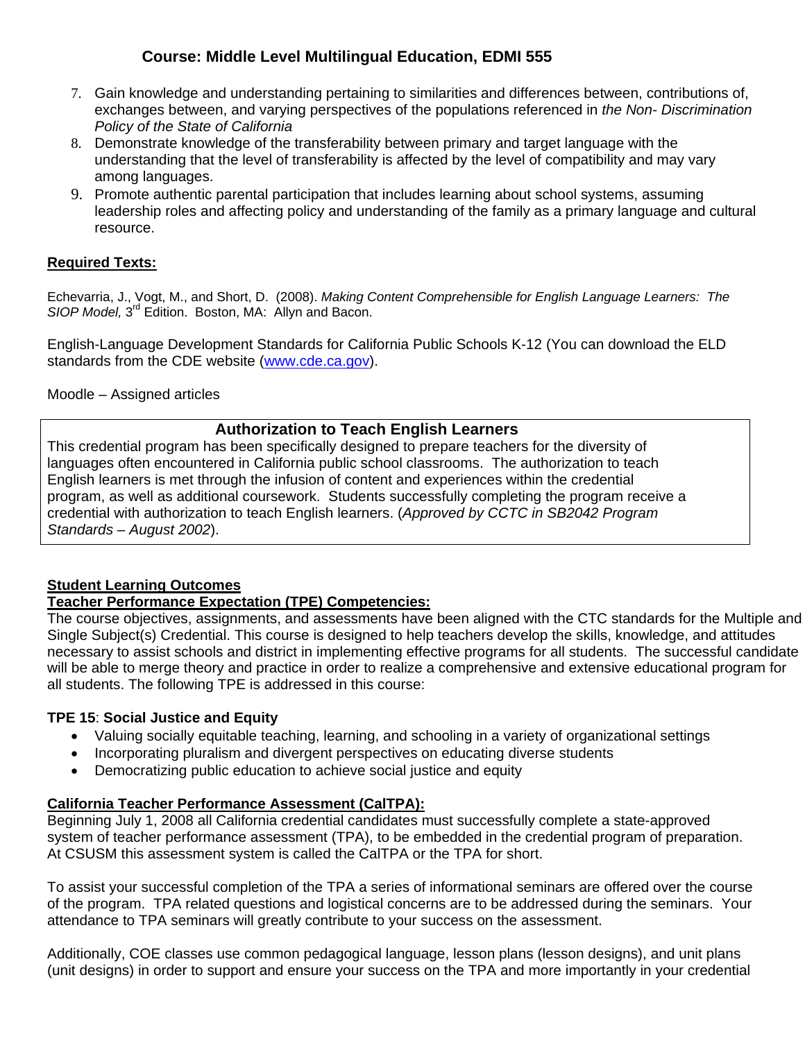7. Gain knowledge and understanding pertaining to similarities and differences between, contributions of, exchanges between, and varying perspectives of the populations referenced in *the Non- Discrimination Policy of the State of California*
8. Demonstrate knowledge of the transferability between primary and target language with the understanding that the level of transferability is affected by the level of compatibility and may vary among languages.
9. Promote authentic parental participation that includes learning about school systems, assuming leadership roles and affecting policy and understanding of the family as a primary language and cultural resource.

**Required Texts:**

Echevarria, J., Vogt, M., and Short, D. (2008). *Making Content Comprehensible for English Language Learners: The SIOP Model,* 3rd Edition. Boston, MA: Allyn and Bacon.

English-Language Development Standards for California Public Schools K-12 (You can download the ELD standards from the CDE website (www.cde.ca.gov).

Moodle – Assigned articles

**Authorization to Teach English Learners**

This credential program has been specifically designed to prepare teachers for the diversity of languages often encountered in California public school classrooms. The authorization to teach English learners is met through the infusion of content and experiences within the credential program, as well as additional coursework. Students successfully completing the program receive a credential with authorization to teach English learners. (*Approved by CCTC in SB2042 Program Standards – August 2002*).

**Student Learning Outcomes**

**Teacher Performance Expectation (TPE) Competencies:**

The course objectives, assignments, and assessments have been aligned with the CTC standards for the Multiple and Single Subject(s) Credential. This course is designed to help teachers develop the skills, knowledge, and attitudes necessary to assist schools and district in implementing effective programs for all students. The successful candidate will be able to merge theory and practice in order to realize a comprehensive and extensive educational program for all students. The following TPE is addressed in this course:

**TPE 15**: **Social Justice and Equity**

- Valuing socially equitable teaching, learning, and schooling in a variety of organizational settings
- Incorporating pluralism and divergent perspectives on educating diverse students
- Democratizing public education to achieve social justice and equity

**California Teacher Performance Assessment (CalTPA):**

Beginning July 1, 2008 all California credential candidates must successfully complete a state-approved system of teacher performance assessment (TPA), to be embedded in the credential program of preparation. At CSUSM this assessment system is called the CalTPA or the TPA for short.

To assist your successful completion of the TPA a series of informational seminars are offered over the course of the program. TPA related questions and logistical concerns are to be addressed during the seminars. Your attendance to TPA seminars will greatly contribute to your success on the assessment.

Additionally, COE classes use common pedagogical language, lesson plans (lesson designs), and unit plans (unit designs) in order to support and ensure your success on the TPA and more importantly in your credential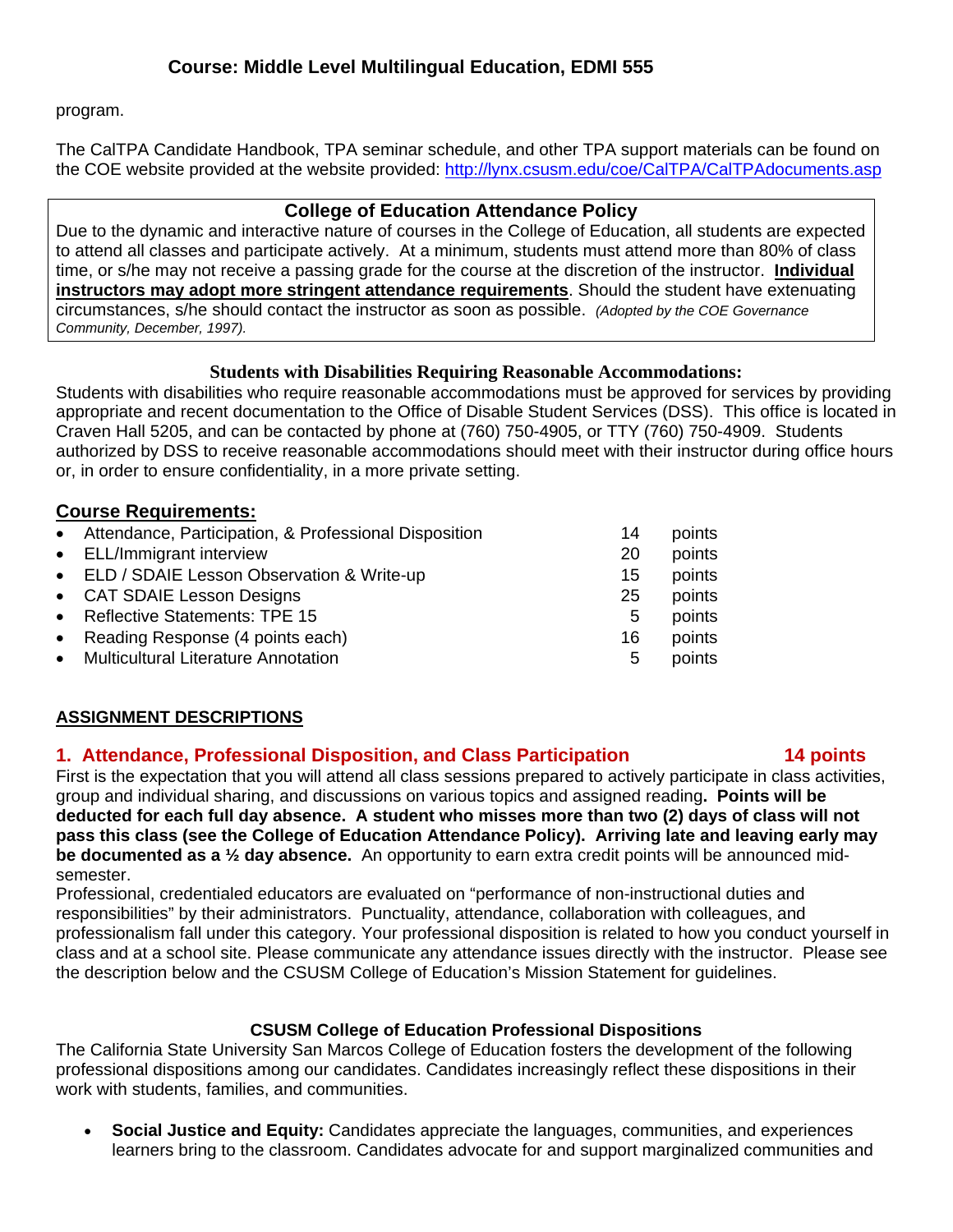program.

The CalTPA Candidate Handbook, TPA seminar schedule, and other TPA support materials can be found on the COE website provided at the website provided: http://lynx.csusm.edu/coe/CalTPA/CalTPAdocuments.asp

**College of Education Attendance Policy**

Due to the dynamic and interactive nature of courses in the College of Education, all students are expected to attend all classes and participate actively. At a minimum, students must attend more than 80% of class time, or s/he may not receive a passing grade for the course at the discretion of the instructor. **Individual instructors may adopt more stringent attendance requirements**. Should the student have extenuating circumstances, s/he should contact the instructor as soon as possible. *(Adopted by the COE Governance Community, December, 1997).*

**Students with Disabilities Requiring Reasonable Accommodations:**

Students with disabilities who require reasonable accommodations must be approved for services by providing appropriate and recent documentation to the Office of Disable Student Services (DSS). This office is located in Craven Hall 5205, and can be contacted by phone at (760) 750-4905, or TTY (760) 750-4909. Students authorized by DSS to receive reasonable accommodations should meet with their instructor during office hours or, in order to ensure confidentiality, in a more private setting.

## Course Requirements:

- Attendance, Participation, & Professional Disposition — 14 points
- ELL/Immigrant interview — 20 points
- ELD / SDAIE Lesson Observation & Write-up — 15 points
- CAT SDAIE Lesson Designs — 25 points
- Reflective Statements: TPE 15 — 5 points
- Reading Response (4 points each) — 16 points
- Multicultural Literature Annotation — 5 points

## ASSIGNMENT DESCRIPTIONS

### 1. Attendance, Professional Disposition, and Class Participation — 14 points

First is the expectation that you will attend all class sessions prepared to actively participate in class activities, group and individual sharing, and discussions on various topics and assigned reading**. Points will be deducted for each full day absence. A student who misses more than two (2) days of class will not pass this class (see the College of Education Attendance Policy). Arriving late and leaving early may be documented as a ½ day absence.** An opportunity to earn extra credit points will be announced mid-semester.

Professional, credentialed educators are evaluated on "performance of non-instructional duties and responsibilities" by their administrators. Punctuality, attendance, collaboration with colleagues, and professionalism fall under this category. Your professional disposition is related to how you conduct yourself in class and at a school site. Please communicate any attendance issues directly with the instructor. Please see the description below and the CSUSM College of Education's Mission Statement for guidelines.

**CSUSM College of Education Professional Dispositions**

The California State University San Marcos College of Education fosters the development of the following professional dispositions among our candidates. Candidates increasingly reflect these dispositions in their work with students, families, and communities.

- **Social Justice and Equity:** Candidates appreciate the languages, communities, and experiences learners bring to the classroom. Candidates advocate for and support marginalized communities and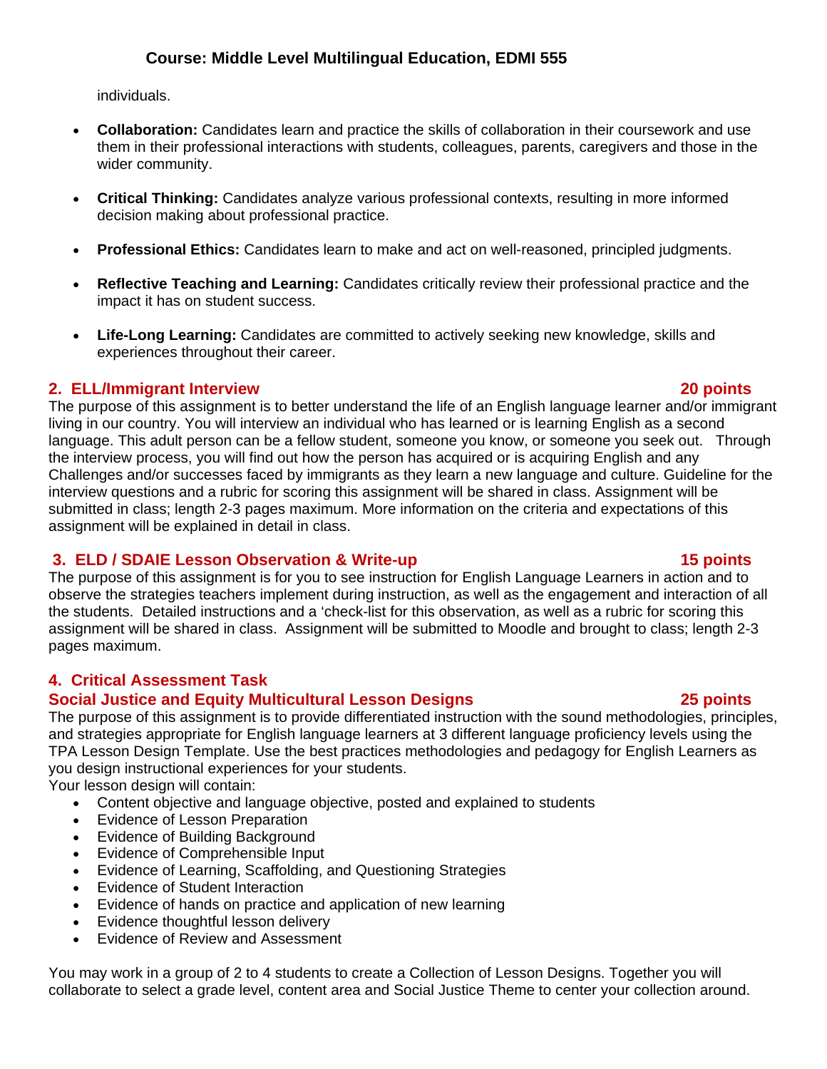individuals.

- **Collaboration:** Candidates learn and practice the skills of collaboration in their coursework and use them in their professional interactions with students, colleagues, parents, caregivers and those in the wider community.
- **Critical Thinking:** Candidates analyze various professional contexts, resulting in more informed decision making about professional practice.
- **Professional Ethics:** Candidates learn to make and act on well-reasoned, principled judgments.
- **Reflective Teaching and Learning:** Candidates critically review their professional practice and the impact it has on student success.
- **Life-Long Learning:** Candidates are committed to actively seeking new knowledge, skills and experiences throughout their career.

## 2. ELL/Immigrant Interview — 20 points

The purpose of this assignment is to better understand the life of an English language learner and/or immigrant living in our country. You will interview an individual who has learned or is learning English as a second language. This adult person can be a fellow student, someone you know, or someone you seek out. Through the interview process, you will find out how the person has acquired or is acquiring English and any Challenges and/or successes faced by immigrants as they learn a new language and culture. Guideline for the interview questions and a rubric for scoring this assignment will be shared in class. Assignment will be submitted in class; length 2-3 pages maximum. More information on the criteria and expectations of this assignment will be explained in detail in class.

## 3. ELD / SDAIE Lesson Observation & Write-up — 15 points

The purpose of this assignment is for you to see instruction for English Language Learners in action and to observe the strategies teachers implement during instruction, as well as the engagement and interaction of all the students. Detailed instructions and a 'check-list for this observation, as well as a rubric for scoring this assignment will be shared in class. Assignment will be submitted to Moodle and brought to class; length 2-3 pages maximum.

## 4. Critical Assessment Task
## Social Justice and Equity Multicultural Lesson Designs — 25 points

The purpose of this assignment is to provide differentiated instruction with the sound methodologies, principles, and strategies appropriate for English language learners at 3 different language proficiency levels using the TPA Lesson Design Template. Use the best practices methodologies and pedagogy for English Learners as you design instructional experiences for your students.

Your lesson design will contain:

- Content objective and language objective, posted and explained to students
- Evidence of Lesson Preparation
- Evidence of Building Background
- Evidence of Comprehensible Input
- Evidence of Learning, Scaffolding, and Questioning Strategies
- Evidence of Student Interaction
- Evidence of hands on practice and application of new learning
- Evidence thoughtful lesson delivery
- Evidence of Review and Assessment

You may work in a group of 2 to 4 students to create a Collection of Lesson Designs. Together you will collaborate to select a grade level, content area and Social Justice Theme to center your collection around.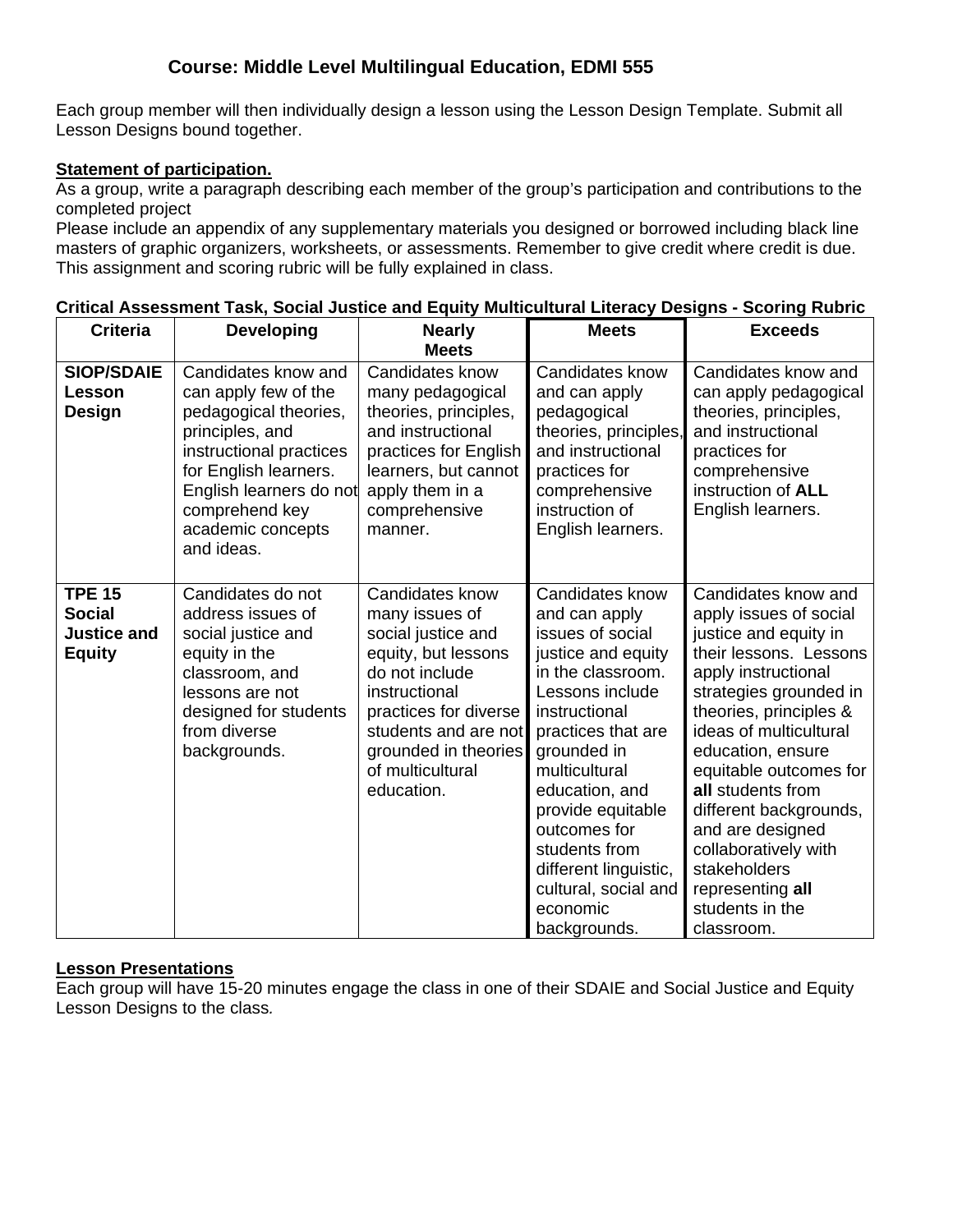## Course: Middle Level Multilingual Education, EDMI 555

Each group member will then individually design a lesson using the Lesson Design Template. Submit all Lesson Designs bound together.

**Statement of participation.**

As a group, write a paragraph describing each member of the group's participation and contributions to the completed project

Please include an appendix of any supplementary materials you designed or borrowed including black line masters of graphic organizers, worksheets, or assessments. Remember to give credit where credit is due. This assignment and scoring rubric will be fully explained in class.

**Critical Assessment Task, Social Justice and Equity Multicultural Literacy Designs - Scoring Rubric**

| Criteria | Developing | Nearly Meets | Meets | Exceeds |
|---|---|---|---|---|
| **SIOP/SDAIE Lesson Design** | Candidates know and can apply few of the pedagogical theories, principles, and instructional practices for English learners. English learners do not comprehend key academic concepts and ideas. | Candidates know many pedagogical theories, principles, and instructional practices for English learners, but cannot apply them in a comprehensive manner. | Candidates know and can apply pedagogical theories, principles, and instructional practices for comprehensive instruction of English learners. | Candidates know and can apply pedagogical theories, principles, and instructional practices for comprehensive instruction of **ALL** English learners. |
| **TPE 15 Social Justice and Equity** | Candidates do not address issues of social justice and equity in the classroom, and lessons are not designed for students from diverse backgrounds. | Candidates know many issues of social justice and equity, but lessons do not include instructional practices for diverse students and are not grounded in theories of multicultural education. | Candidates know and can apply issues of social justice and equity in the classroom. Lessons include instructional practices that are grounded in multicultural education, and provide equitable outcomes for students from different linguistic, cultural, social and economic backgrounds. | Candidates know and apply issues of social justice and equity in their lessons. Lessons apply instructional strategies grounded in theories, principles & ideas of multicultural education, ensure equitable outcomes for **all** students from different backgrounds, and are designed collaboratively with stakeholders representing **all** students in the classroom. |

**Lesson Presentations**

Each group will have 15-20 minutes engage the class in one of their SDAIE and Social Justice and Equity Lesson Designs to the class.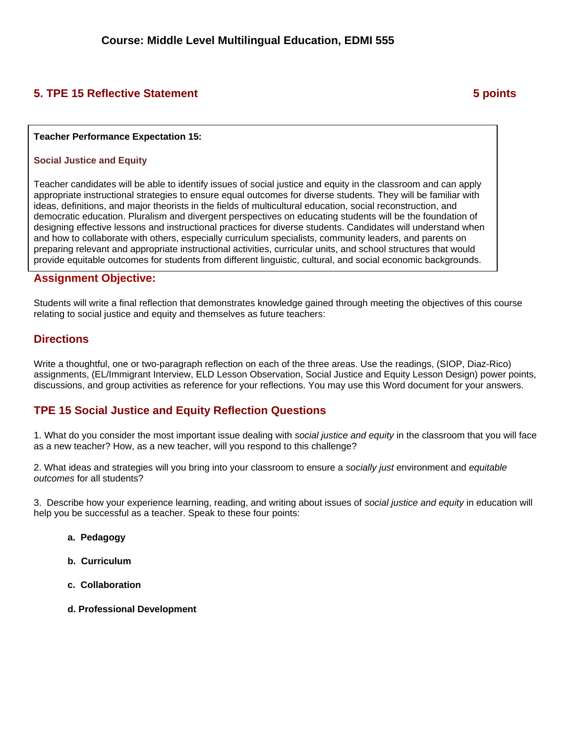**Course: Middle Level Multilingual Education, EDMI 555**

## 5. TPE 15 Reflective Statement — 5 points

**Teacher Performance Expectation 15:**

**Social Justice and Equity**

Teacher candidates will be able to identify issues of social justice and equity in the classroom and can apply appropriate instructional strategies to ensure equal outcomes for diverse students. They will be familiar with ideas, definitions, and major theorists in the fields of multicultural education, social reconstruction, and democratic education. Pluralism and divergent perspectives on educating students will be the foundation of designing effective lessons and instructional practices for diverse students. Candidates will understand when and how to collaborate with others, especially curriculum specialists, community leaders, and parents on preparing relevant and appropriate instructional activities, curricular units, and school structures that would provide equitable outcomes for students from different linguistic, cultural, and social economic backgrounds.

### Assignment Objective:

Students will write a final reflection that demonstrates knowledge gained through meeting the objectives of this course relating to social justice and equity and themselves as future teachers:

### Directions

Write a thoughtful, one or two-paragraph reflection on each of the three areas. Use the readings, (SIOP, Diaz-Rico) assignments, (EL/Immigrant Interview, ELD Lesson Observation, Social Justice and Equity Lesson Design) power points, discussions, and group activities as reference for your reflections. You may use this Word document for your answers.

### TPE 15 Social Justice and Equity Reflection Questions

1. What do you consider the most important issue dealing with *social justice and equity* in the classroom that you will face as a new teacher? How, as a new teacher, will you respond to this challenge?

2. What ideas and strategies will you bring into your classroom to ensure a *socially just* environment and *equitable outcomes* for all students?

3. Describe how your experience learning, reading, and writing about issues of *social justice and equity* in education will help you be successful as a teacher. Speak to these four points:

   **a. Pedagogy**

   **b. Curriculum**

   **c. Collaboration**

   **d. Professional Development**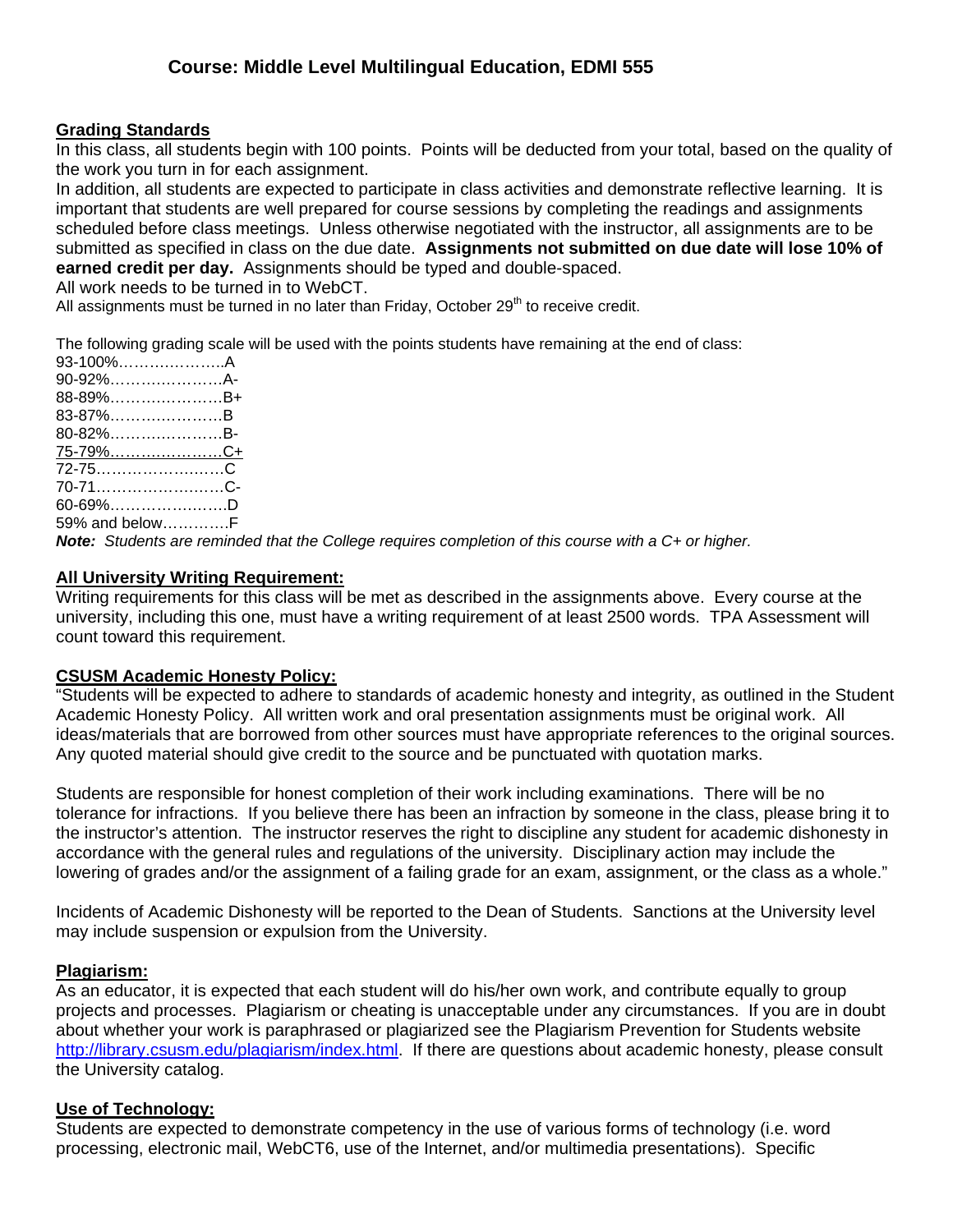# Course: Middle Level Multilingual Education, EDMI 555

## Grading Standards

In this class, all students begin with 100 points. Points will be deducted from your total, based on the quality of the work you turn in for each assignment.

In addition, all students are expected to participate in class activities and demonstrate reflective learning. It is important that students are well prepared for course sessions by completing the readings and assignments scheduled before class meetings. Unless otherwise negotiated with the instructor, all assignments are to be submitted as specified in class on the due date. **Assignments not submitted on due date will lose 10% of earned credit per day.** Assignments should be typed and double-spaced.

All work needs to be turned in to WebCT.

All assignments must be turned in no later than Friday, October 29th to receive credit.

The following grading scale will be used with the points students have remaining at the end of class:

93-100%…………………A
90-92%…………………A-
88-89%…………………B+
83-87%…………………B
80-82%…………………B-
75-79%…………………C+
72-75……………………C
70-71……………………C-
60-69%…………………D
59% and below…………F

***Note:*** *Students are reminded that the College requires completion of this course with a C+ or higher.*

## All University Writing Requirement:

Writing requirements for this class will be met as described in the assignments above. Every course at the university, including this one, must have a writing requirement of at least 2500 words. TPA Assessment will count toward this requirement.

## CSUSM Academic Honesty Policy:

"Students will be expected to adhere to standards of academic honesty and integrity, as outlined in the Student Academic Honesty Policy. All written work and oral presentation assignments must be original work. All ideas/materials that are borrowed from other sources must have appropriate references to the original sources. Any quoted material should give credit to the source and be punctuated with quotation marks.

Students are responsible for honest completion of their work including examinations. There will be no tolerance for infractions. If you believe there has been an infraction by someone in the class, please bring it to the instructor's attention. The instructor reserves the right to discipline any student for academic dishonesty in accordance with the general rules and regulations of the university. Disciplinary action may include the lowering of grades and/or the assignment of a failing grade for an exam, assignment, or the class as a whole."

Incidents of Academic Dishonesty will be reported to the Dean of Students. Sanctions at the University level may include suspension or expulsion from the University.

## Plagiarism:

As an educator, it is expected that each student will do his/her own work, and contribute equally to group projects and processes. Plagiarism or cheating is unacceptable under any circumstances. If you are in doubt about whether your work is paraphrased or plagiarized see the Plagiarism Prevention for Students website http://library.csusm.edu/plagiarism/index.html. If there are questions about academic honesty, please consult the University catalog.

## Use of Technology:

Students are expected to demonstrate competency in the use of various forms of technology (i.e. word processing, electronic mail, WebCT6, use of the Internet, and/or multimedia presentations). Specific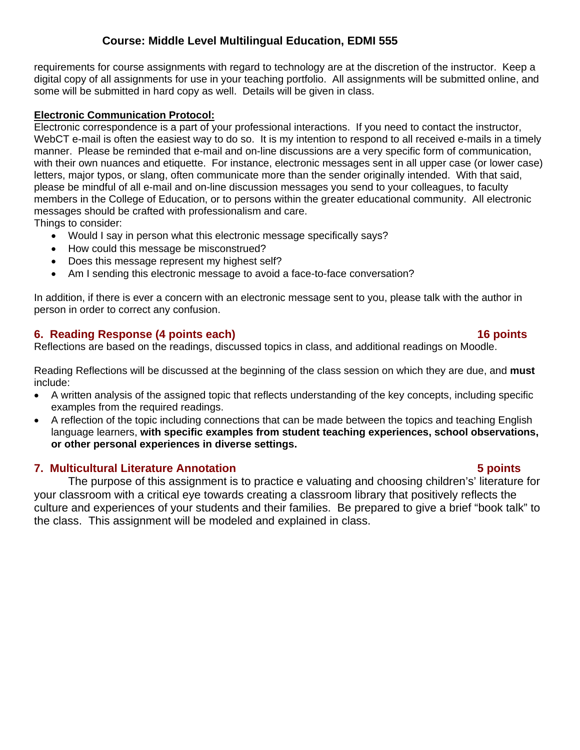requirements for course assignments with regard to technology are at the discretion of the instructor. Keep a digital copy of all assignments for use in your teaching portfolio. All assignments will be submitted online, and some will be submitted in hard copy as well. Details will be given in class.

**Electronic Communication Protocol:**

Electronic correspondence is a part of your professional interactions. If you need to contact the instructor, WebCT e-mail is often the easiest way to do so. It is my intention to respond to all received e-mails in a timely manner. Please be reminded that e-mail and on-line discussions are a very specific form of communication, with their own nuances and etiquette. For instance, electronic messages sent in all upper case (or lower case) letters, major typos, or slang, often communicate more than the sender originally intended. With that said, please be mindful of all e-mail and on-line discussion messages you send to your colleagues, to faculty members in the College of Education, or to persons within the greater educational community. All electronic messages should be crafted with professionalism and care.

Things to consider:

- Would I say in person what this electronic message specifically says?
- How could this message be misconstrued?
- Does this message represent my highest self?
- Am I sending this electronic message to avoid a face-to-face conversation?

In addition, if there is ever a concern with an electronic message sent to you, please talk with the author in person in order to correct any confusion.

### 6. Reading Response (4 points each) — 16 points

Reflections are based on the readings, discussed topics in class, and additional readings on Moodle.

Reading Reflections will be discussed at the beginning of the class session on which they are due, and **must** include:

- A written analysis of the assigned topic that reflects understanding of the key concepts, including specific examples from the required readings.
- A reflection of the topic including connections that can be made between the topics and teaching English language learners, **with specific examples from student teaching experiences, school observations, or other personal experiences in diverse settings.**

### 7. Multicultural Literature Annotation — 5 points

The purpose of this assignment is to practice e valuating and choosing children's' literature for your classroom with a critical eye towards creating a classroom library that positively reflects the culture and experiences of your students and their families. Be prepared to give a brief "book talk" to the class. This assignment will be modeled and explained in class.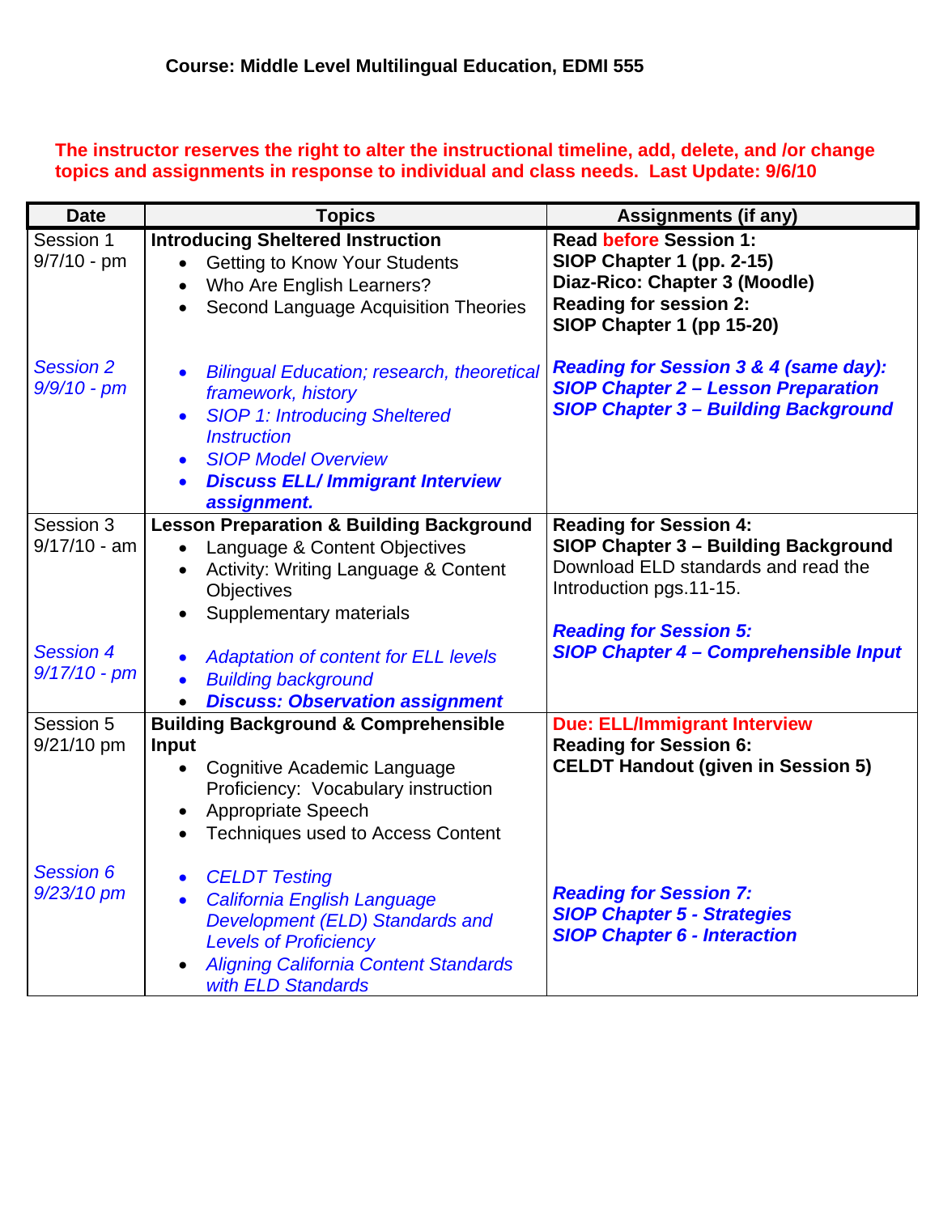**Course: Middle Level Multilingual Education, EDMI 555**

**The instructor reserves the right to alter the instructional timeline, add, delete, and /or change topics and assignments in response to individual and class needs. Last Update: 9/6/10**

| Date | Topics | Assignments (if any) |
|---|---|---|
| Session 1<br>9/7/10 - pm | **Introducing Sheltered Instruction**<br>• Getting to Know Your Students<br>• Who Are English Learners?<br>• Second Language Acquisition Theories | **Read before Session 1:**<br>**SIOP Chapter 1 (pp. 2-15)**<br>**Diaz-Rico: Chapter 3 (Moodle)**<br>**Reading for session 2:**<br>**SIOP Chapter 1 (pp 15-20)** |
| *Session 2*<br>*9/9/10 - pm* | • *Bilingual Education; research, theoretical framework, history*<br>• *SIOP 1: Introducing Sheltered Instruction*<br>• *SIOP Model Overview*<br>• ***Discuss ELL/ Immigrant Interview assignment.*** | ***Reading for Session 3 & 4 (same day):***<br>***SIOP Chapter 2 – Lesson Preparation***<br>***SIOP Chapter 3 – Building Background*** |
| Session 3<br>9/17/10 - am | **Lesson Preparation & Building Background**<br>• Language & Content Objectives<br>• Activity: Writing Language & Content Objectives<br>• Supplementary materials | **Reading for Session 4:**<br>**SIOP Chapter 3 – Building Background**<br>Download ELD standards and read the Introduction pgs.11-15. |
| *Session 4*<br>*9/17/10 - pm* | • *Adaptation of content for ELL levels*<br>• *Building background*<br>• ***Discuss: Observation assignment*** | ***Reading for Session 5:***<br>***SIOP Chapter 4 – Comprehensible Input*** |
| Session 5<br>9/21/10 pm | **Building Background & Comprehensible Input**<br>• Cognitive Academic Language Proficiency: Vocabulary instruction<br>• Appropriate Speech<br>• Techniques used to Access Content | **Due: ELL/Immigrant Interview**<br>**Reading for Session 6:**<br>**CELDT Handout (given in Session 5)** |
| *Session 6*<br>*9/23/10 pm* | • *CELDT Testing*<br>• *California English Language Development (ELD) Standards and Levels of Proficiency*<br>• *Aligning California Content Standards with ELD Standards* | ***Reading for Session 7:***<br>***SIOP Chapter 5 - Strategies***<br>***SIOP Chapter 6 - Interaction*** |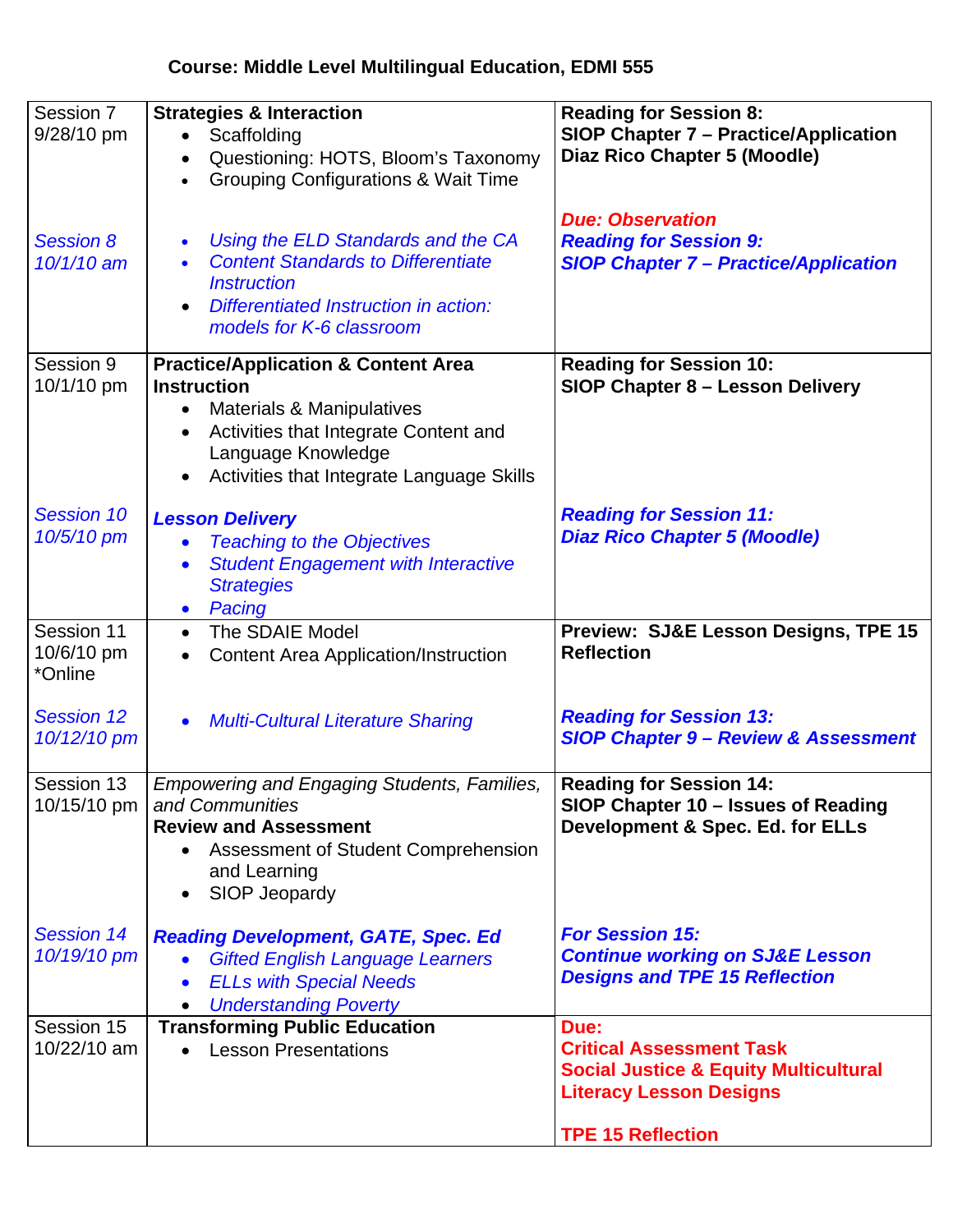**Course: Middle Level Multilingual Education, EDMI 555**

| | | |
|---|---|---|
| Session 7<br>9/28/10 pm<br><br><br><br>*Session 8*<br>*10/1/10 am* | **Strategies & Interaction**<br>• Scaffolding<br>• Questioning: HOTS, Bloom's Taxonomy<br>• Grouping Configurations & Wait Time<br><br>• *Using the ELD Standards and the CA*<br>• *Content Standards to Differentiate Instruction*<br>• *Differentiated Instruction in action: models for K-6 classroom* | **Reading for Session 8:**<br>**SIOP Chapter 7 – Practice/Application**<br>**Diaz Rico Chapter 5 (Moodle)**<br><br>***Due: Observation***<br>***Reading for Session 9:***<br>***SIOP Chapter 7 – Practice/Application*** |
| Session 9<br>10/1/10 pm<br><br><br><br><br>*Session 10*<br>*10/5/10 pm* | **Practice/Application & Content Area Instruction**<br>• Materials & Manipulatives<br>• Activities that Integrate Content and Language Knowledge<br>• Activities that Integrate Language Skills<br><br>***Lesson Delivery***<br>• *Teaching to the Objectives*<br>• *Student Engagement with Interactive Strategies*<br>• *Pacing* | **Reading for Session 10:**<br>**SIOP Chapter 8 – Lesson Delivery**<br><br><br><br><br>***Reading for Session 11:***<br>***Diaz Rico Chapter 5 (Moodle)*** |
| Session 11<br>10/6/10 pm<br>*Online<br><br>*Session 12*<br>*10/12/10 pm* | • The SDAIE Model<br>• Content Area Application/Instruction<br><br><br>• *Multi-Cultural Literature Sharing* | **Preview: SJ&E Lesson Designs, TPE 15 Reflection**<br><br><br>***Reading for Session 13:***<br>***SIOP Chapter 9 – Review & Assessment*** |
| Session 13<br>10/15/10 pm<br><br><br><br><br>*Session 14*<br>*10/19/10 pm* | *Empowering and Engaging Students, Families, and Communities*<br>**Review and Assessment**<br>• Assessment of Student Comprehension and Learning<br>• SIOP Jeopardy<br><br>***Reading Development, GATE, Spec. Ed***<br>• *Gifted English Language Learners*<br>• *ELLs with Special Needs*<br>• *Understanding Poverty* | **Reading for Session 14:**<br>**SIOP Chapter 10 – Issues of Reading Development & Spec. Ed. for ELLs**<br><br><br><br><br>***For Session 15:***<br>***Continue working on SJ&E Lesson Designs and TPE 15 Reflection*** |
| Session 15<br>10/22/10 am | **Transforming Public Education**<br>• Lesson Presentations | **Due:**<br>**Critical Assessment Task**<br>**Social Justice & Equity Multicultural Literacy Lesson Designs**<br><br>**TPE 15 Reflection** |